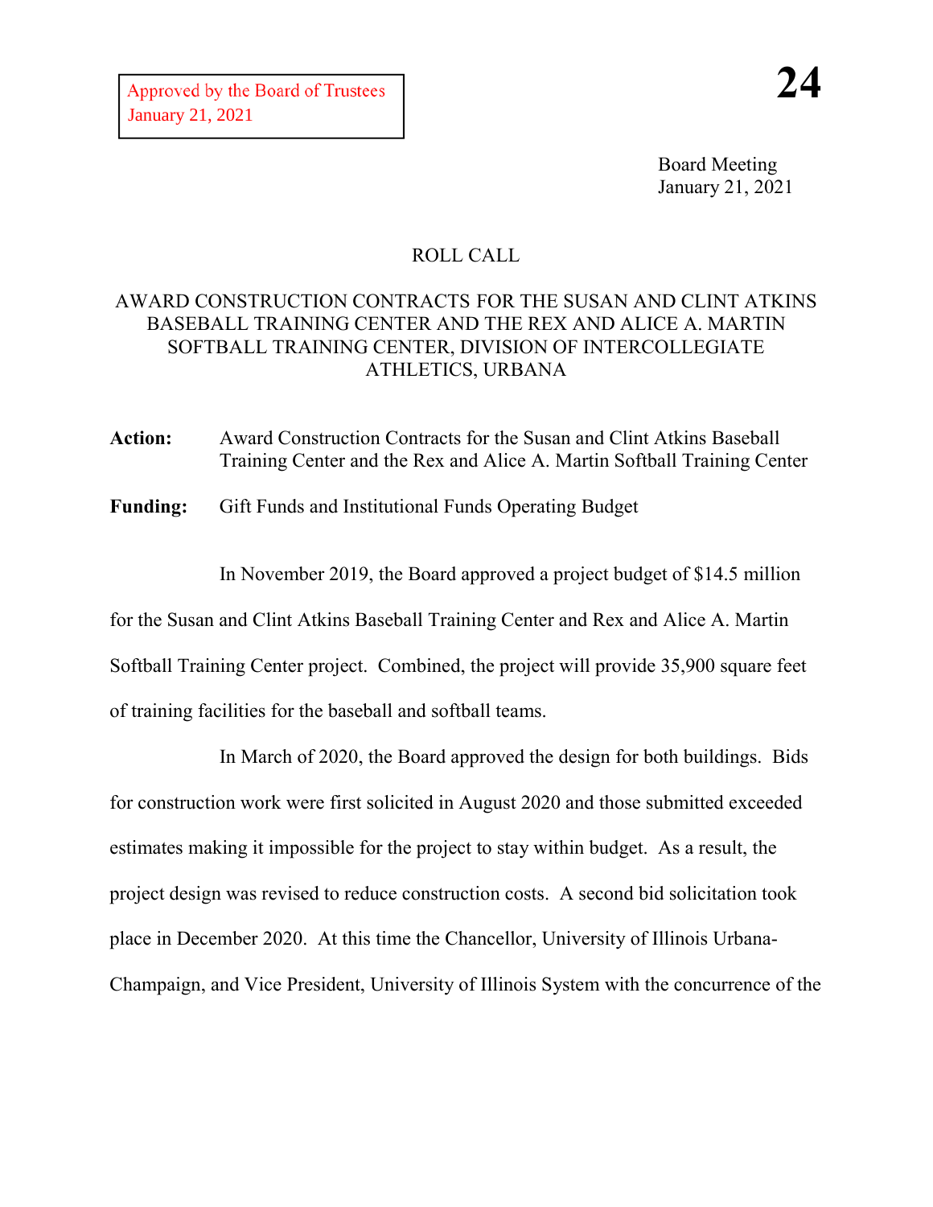Approved by the Board of Trustees
January 21, 2021

**24**

Board Meeting
January 21, 2021

ROLL CALL

## AWARD CONSTRUCTION CONTRACTS FOR THE SUSAN AND CLINT ATKINS BASEBALL TRAINING CENTER AND THE REX AND ALICE A. MARTIN SOFTBALL TRAINING CENTER, DIVISION OF INTERCOLLEGIATE ATHLETICS, URBANA

**Action:** Award Construction Contracts for the Susan and Clint Atkins Baseball Training Center and the Rex and Alice A. Martin Softball Training Center

**Funding:** Gift Funds and Institutional Funds Operating Budget

In November 2019, the Board approved a project budget of $14.5 million for the Susan and Clint Atkins Baseball Training Center and Rex and Alice A. Martin Softball Training Center project. Combined, the project will provide 35,900 square feet of training facilities for the baseball and softball teams.

In March of 2020, the Board approved the design for both buildings. Bids for construction work were first solicited in August 2020 and those submitted exceeded estimates making it impossible for the project to stay within budget. As a result, the project design was revised to reduce construction costs. A second bid solicitation took place in December 2020. At this time the Chancellor, University of Illinois Urbana-Champaign, and Vice President, University of Illinois System with the concurrence of the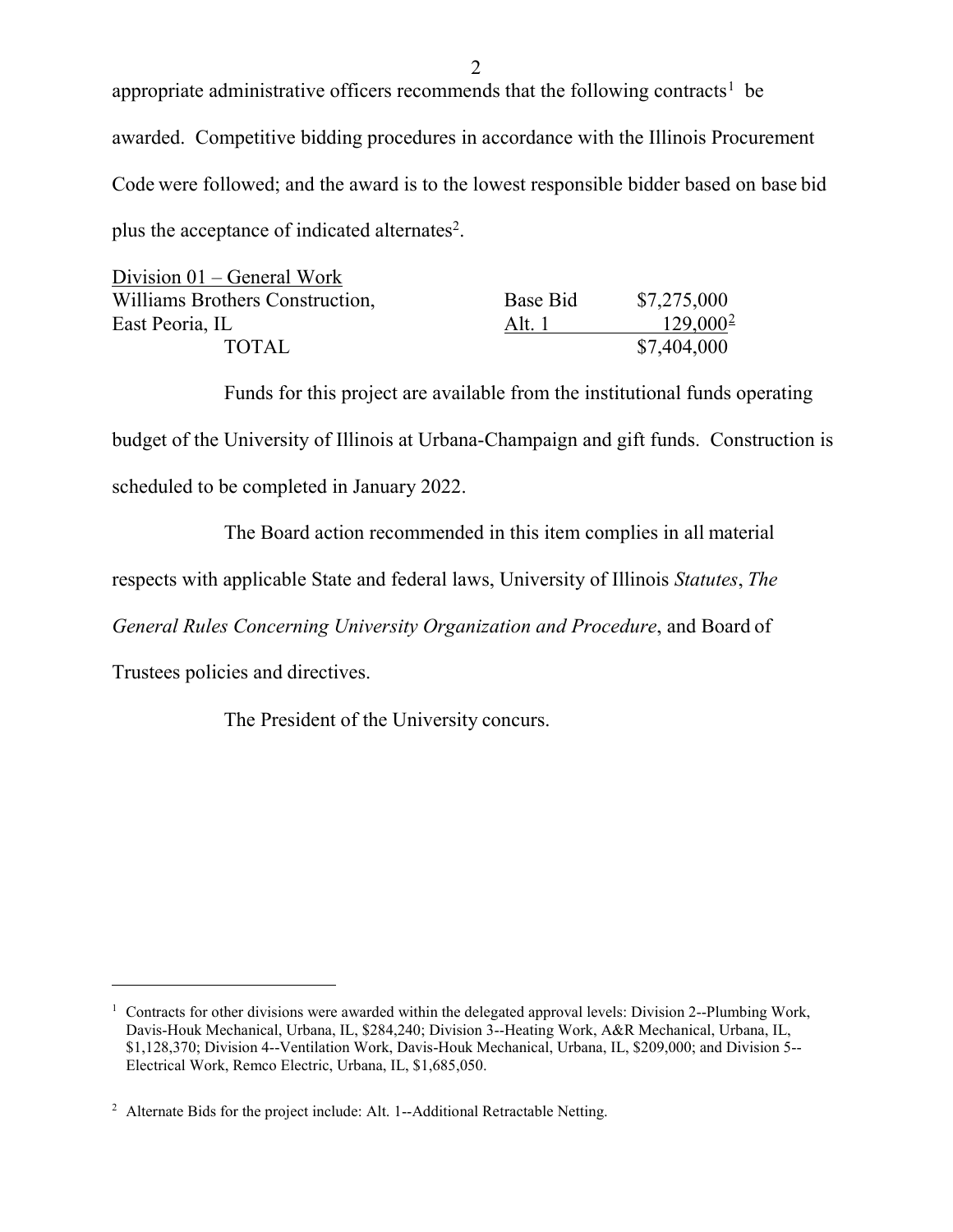appropriate administrative officers recommends that the following contracts[1] be awarded. Competitive bidding procedures in accordance with the Illinois Procurement Code were followed; and the award is to the lowest responsible bidder based on base bid plus the acceptance of indicated alternates[2].

| | | |
|---|---|---|
| Division 01 – General Work | | |
| Williams Brothers Construction, | Base Bid | $7,275,000 |
| East Peoria, IL | Alt. 1 | 129,000[2] |
| TOTAL | | $7,404,000 |

Funds for this project are available from the institutional funds operating budget of the University of Illinois at Urbana-Champaign and gift funds. Construction is scheduled to be completed in January 2022.

The Board action recommended in this item complies in all material respects with applicable State and federal laws, University of Illinois *Statutes*, *The General Rules Concerning University Organization and Procedure*, and Board of Trustees policies and directives.

The President of the University concurs.

---

[1] Contracts for other divisions were awarded within the delegated approval levels: Division 2--Plumbing Work, Davis-Houk Mechanical, Urbana, IL, $284,240; Division 3--Heating Work, A&R Mechanical, Urbana, IL, $1,128,370; Division 4--Ventilation Work, Davis-Houk Mechanical, Urbana, IL, $209,000; and Division 5--Electrical Work, Remco Electric, Urbana, IL, $1,685,050.

[2] Alternate Bids for the project include: Alt. 1--Additional Retractable Netting.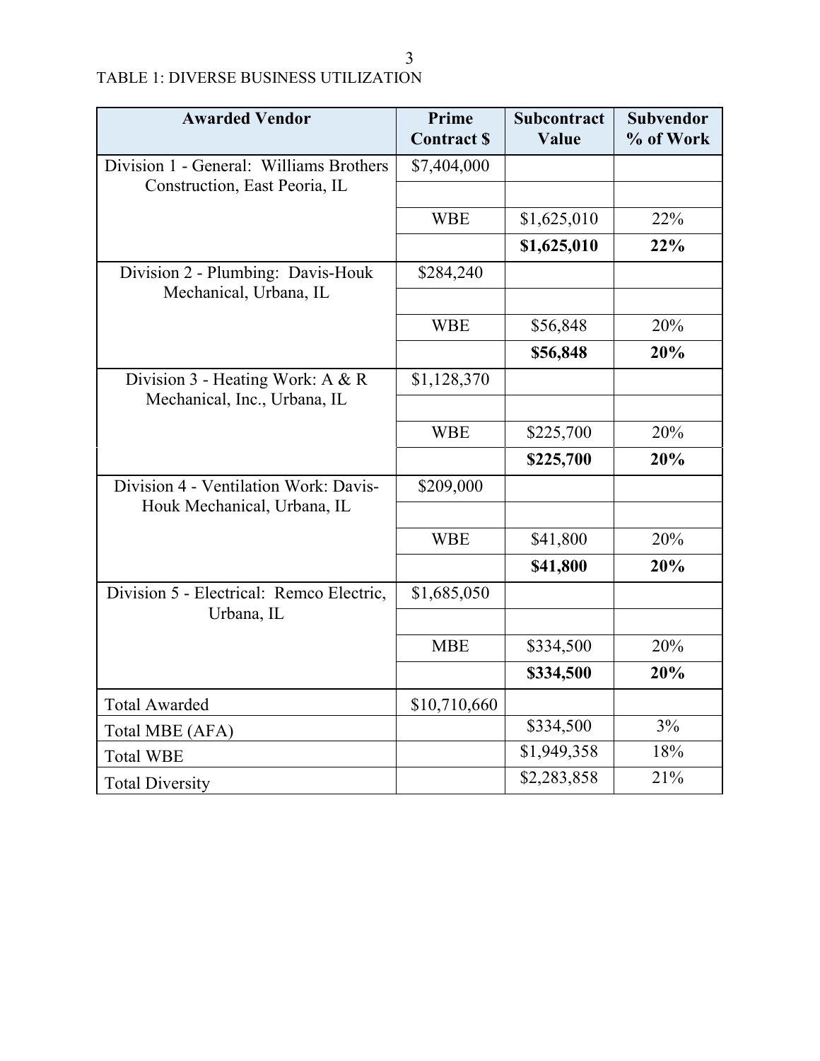TABLE 1: DIVERSE BUSINESS UTILIZATION

| Awarded Vendor | Prime Contract $ | Subcontract Value | Subvendor % of Work |
|---|---|---|---|
| Division 1 - General: Williams Brothers Construction, East Peoria, IL | $7,404,000 | | |
| | | | |
| | WBE | $1,625,010 | 22% |
| | | **$1,625,010** | **22%** |
| Division 2 - Plumbing: Davis-Houk Mechanical, Urbana, IL | $284,240 | | |
| | | | |
| | WBE | $56,848 | 20% |
| | | **$56,848** | **20%** |
| Division 3 - Heating Work: A & R Mechanical, Inc., Urbana, IL | $1,128,370 | | |
| | | | |
| | WBE | $225,700 | 20% |
| | | **$225,700** | **20%** |
| Division 4 - Ventilation Work: Davis-Houk Mechanical, Urbana, IL | $209,000 | | |
| | | | |
| | WBE | $41,800 | 20% |
| | | **$41,800** | **20%** |
| Division 5 - Electrical: Remco Electric, Urbana, IL | $1,685,050 | | |
| | | | |
| | MBE | $334,500 | 20% |
| | | **$334,500** | **20%** |
| Total Awarded | $10,710,660 | | |
| Total MBE (AFA) | | $334,500 | 3% |
| Total WBE | | $1,949,358 | 18% |
| Total Diversity | | $2,283,858 | 21% |